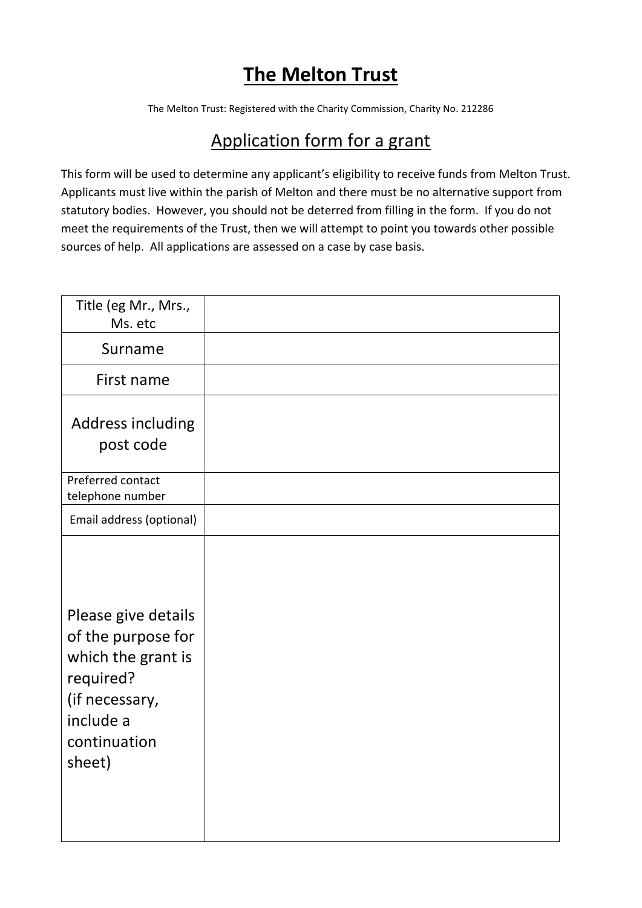# The Melton Trust

The Melton Trust: Registered with the Charity Commission, Charity No. 212286

## Application form for a grant

This form will be used to determine any applicant's eligibility to receive funds from Melton Trust. Applicants must live within the parish of Melton and there must be no alternative support from statutory bodies. However, you should not be deterred from filling in the form. If you do not meet the requirements of the Trust, then we will attempt to point you towards other possible sources of help. All applications are assessed on a case by case basis.

| Title (eg Mr., Mrs., Ms. etc | |
|---|---|
| Surname | |
| First name | |
| Address including post code | |
| Preferred contact telephone number | |
| Email address (optional) | |
| Please give details of the purpose for which the grant is required? (if necessary, include a continuation sheet) | |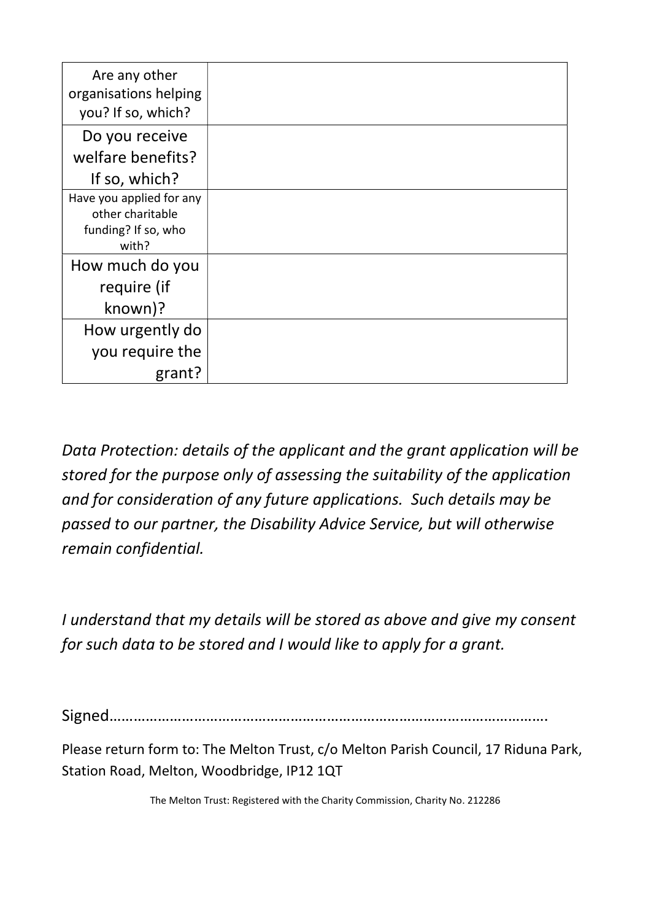| | |
|---|---|
| Are any other organisations helping you? If so, which? | |
| Do you receive welfare benefits? If so, which? | |
| Have you applied for any other charitable funding? If so, who with? | |
| How much do you require (if known)? | |
| How urgently do you require the grant? | |

*Data Protection: details of the applicant and the grant application will be stored for the purpose only of assessing the suitability of the application and for consideration of any future applications. Such details may be passed to our partner, the Disability Advice Service, but will otherwise remain confidential.*

*I understand that my details will be stored as above and give my consent for such data to be stored and I would like to apply for a grant.*

Signed……………………………………………………………………………………………….

Please return form to: The Melton Trust, c/o Melton Parish Council, 17 Riduna Park, Station Road, Melton, Woodbridge, IP12 1QT

The Melton Trust: Registered with the Charity Commission, Charity No. 212286